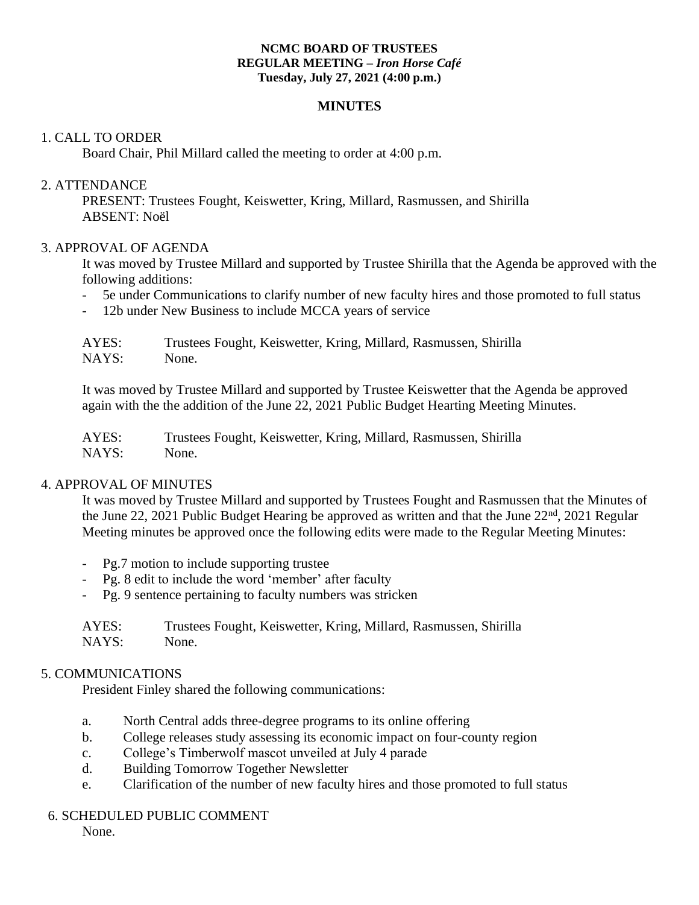**NCMC BOARD OF TRUSTEES**
**REGULAR MEETING –** ***Iron Horse Café***
**Tuesday, July 27, 2021 (4:00 p.m.)**

# MINUTES

## 1. CALL TO ORDER

Board Chair, Phil Millard called the meeting to order at 4:00 p.m.

## 2. ATTENDANCE

PRESENT: Trustees Fought, Keiswetter, Kring, Millard, Rasmussen, and Shirilla
ABSENT: Noël

## 3. APPROVAL OF AGENDA

It was moved by Trustee Millard and supported by Trustee Shirilla that the Agenda be approved with the following additions:

- 5e under Communications to clarify number of new faculty hires and those promoted to full status
- 12b under New Business to include MCCA years of service

AYES: Trustees Fought, Keiswetter, Kring, Millard, Rasmussen, Shirilla
NAYS: None.

It was moved by Trustee Millard and supported by Trustee Keiswetter that the Agenda be approved again with the the addition of the June 22, 2021 Public Budget Hearting Meeting Minutes.

AYES: Trustees Fought, Keiswetter, Kring, Millard, Rasmussen, Shirilla
NAYS: None.

## 4. APPROVAL OF MINUTES

It was moved by Trustee Millard and supported by Trustees Fought and Rasmussen that the Minutes of the June 22, 2021 Public Budget Hearing be approved as written and that the June 22nd, 2021 Regular Meeting minutes be approved once the following edits were made to the Regular Meeting Minutes:

- Pg.7 motion to include supporting trustee
- Pg. 8 edit to include the word 'member' after faculty
- Pg. 9 sentence pertaining to faculty numbers was stricken

AYES: Trustees Fought, Keiswetter, Kring, Millard, Rasmussen, Shirilla
NAYS: None.

## 5. COMMUNICATIONS

President Finley shared the following communications:

a. North Central adds three-degree programs to its online offering
b. College releases study assessing its economic impact on four-county region
c. College's Timberwolf mascot unveiled at July 4 parade
d. Building Tomorrow Together Newsletter
e. Clarification of the number of new faculty hires and those promoted to full status

## 6. SCHEDULED PUBLIC COMMENT

None.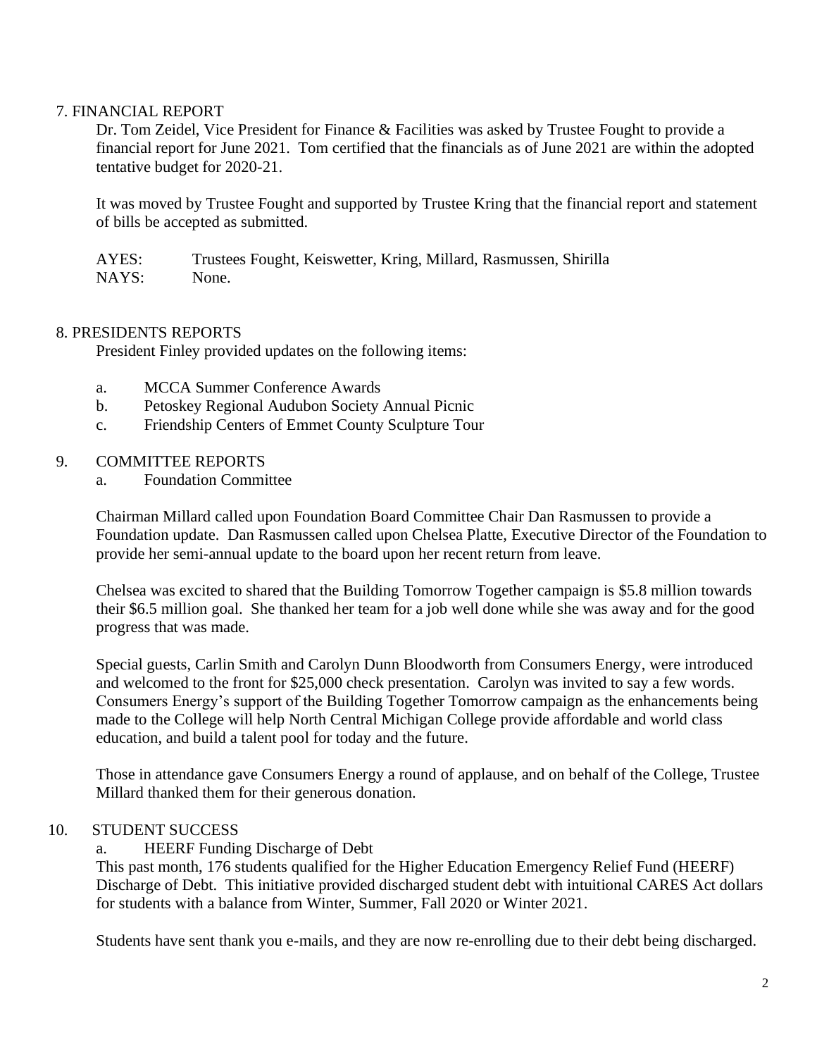## 7. FINANCIAL REPORT

Dr. Tom Zeidel, Vice President for Finance & Facilities was asked by Trustee Fought to provide a financial report for June 2021. Tom certified that the financials as of June 2021 are within the adopted tentative budget for 2020-21.

It was moved by Trustee Fought and supported by Trustee Kring that the financial report and statement of bills be accepted as submitted.

AYES: Trustees Fought, Keiswetter, Kring, Millard, Rasmussen, Shirilla
NAYS: None.

## 8. PRESIDENTS REPORTS

President Finley provided updates on the following items:

a. MCCA Summer Conference Awards
b. Petoskey Regional Audubon Society Annual Picnic
c. Friendship Centers of Emmet County Sculpture Tour

## 9. COMMITTEE REPORTS

a. Foundation Committee

Chairman Millard called upon Foundation Board Committee Chair Dan Rasmussen to provide a Foundation update. Dan Rasmussen called upon Chelsea Platte, Executive Director of the Foundation to provide her semi-annual update to the board upon her recent return from leave.

Chelsea was excited to shared that the Building Tomorrow Together campaign is $5.8 million towards their $6.5 million goal. She thanked her team for a job well done while she was away and for the good progress that was made.

Special guests, Carlin Smith and Carolyn Dunn Bloodworth from Consumers Energy, were introduced and welcomed to the front for $25,000 check presentation. Carolyn was invited to say a few words. Consumers Energy's support of the Building Together Tomorrow campaign as the enhancements being made to the College will help North Central Michigan College provide affordable and world class education, and build a talent pool for today and the future.

Those in attendance gave Consumers Energy a round of applause, and on behalf of the College, Trustee Millard thanked them for their generous donation.

## 10. STUDENT SUCCESS

a. HEERF Funding Discharge of Debt

This past month, 176 students qualified for the Higher Education Emergency Relief Fund (HEERF) Discharge of Debt. This initiative provided discharged student debt with intuitional CARES Act dollars for students with a balance from Winter, Summer, Fall 2020 or Winter 2021.

Students have sent thank you e-mails, and they are now re-enrolling due to their debt being discharged.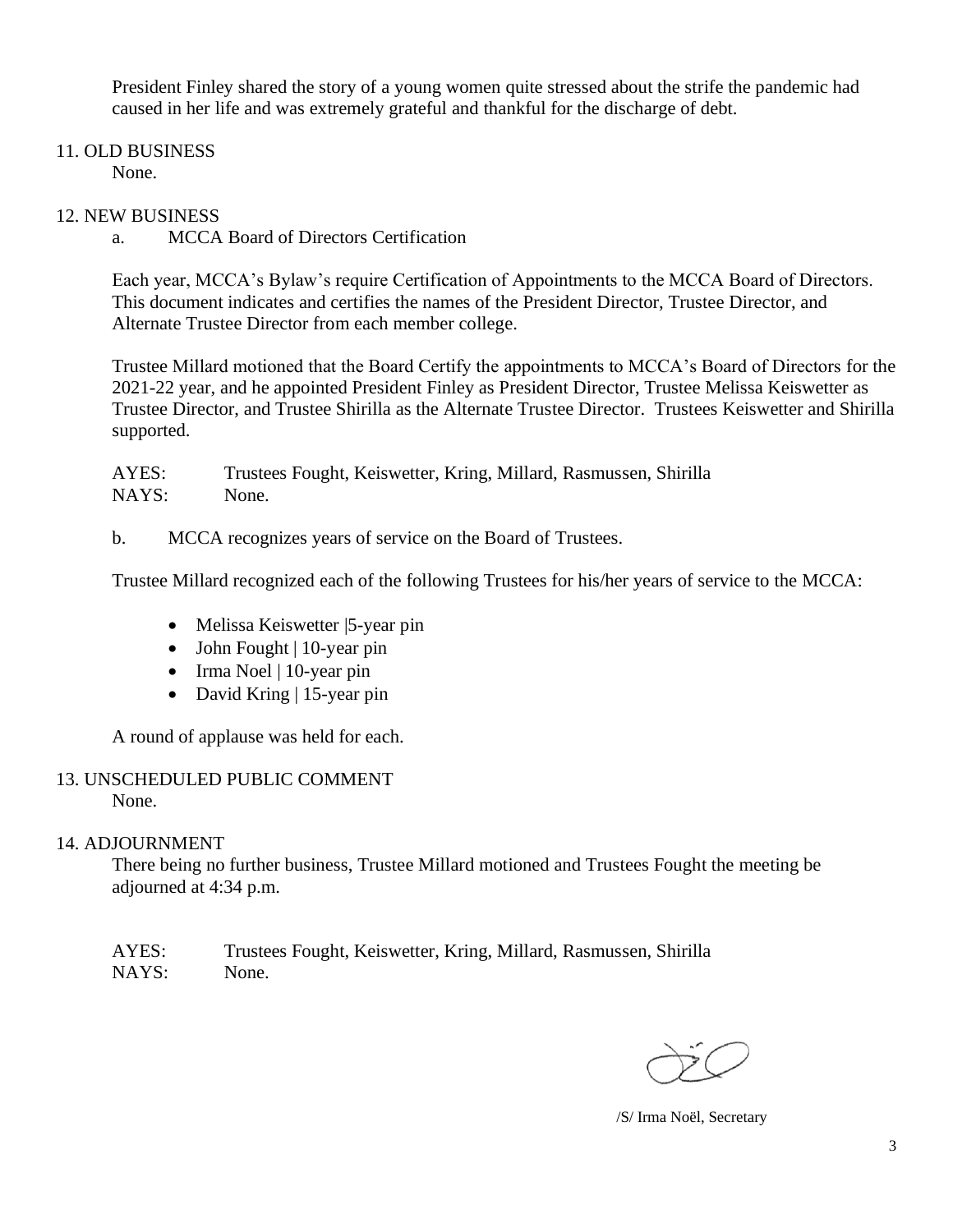President Finley shared the story of a young women quite stressed about the strife the pandemic had caused in her life and was extremely grateful and thankful for the discharge of debt.

## 11. OLD BUSINESS

None.

## 12. NEW BUSINESS

a. MCCA Board of Directors Certification

Each year, MCCA's Bylaw's require Certification of Appointments to the MCCA Board of Directors. This document indicates and certifies the names of the President Director, Trustee Director, and Alternate Trustee Director from each member college.

Trustee Millard motioned that the Board Certify the appointments to MCCA's Board of Directors for the 2021-22 year, and he appointed President Finley as President Director, Trustee Melissa Keiswetter as Trustee Director, and Trustee Shirilla as the Alternate Trustee Director. Trustees Keiswetter and Shirilla supported.

AYES: Trustees Fought, Keiswetter, Kring, Millard, Rasmussen, Shirilla
NAYS: None.

b. MCCA recognizes years of service on the Board of Trustees.

Trustee Millard recognized each of the following Trustees for his/her years of service to the MCCA:

- Melissa Keiswetter |5-year pin
- John Fought | 10-year pin
- Irma Noel | 10-year pin
- David Kring | 15-year pin

A round of applause was held for each.

## 13. UNSCHEDULED PUBLIC COMMENT

None.

## 14. ADJOURNMENT

There being no further business, Trustee Millard motioned and Trustees Fought the meeting be adjourned at 4:34 p.m.

AYES: Trustees Fought, Keiswetter, Kring, Millard, Rasmussen, Shirilla
NAYS: None.

/S/ Irma Noël, Secretary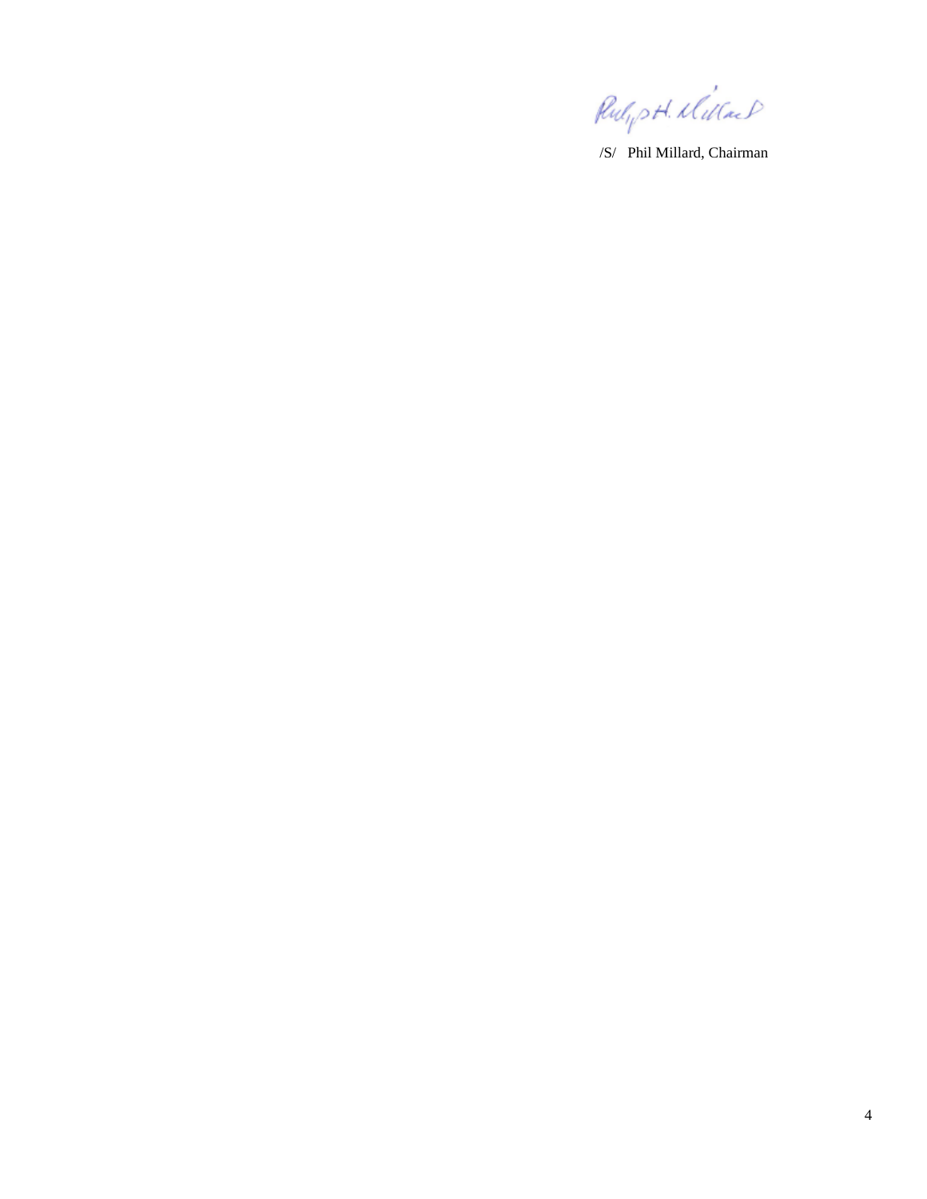/S/ Phil Millard, Chairman